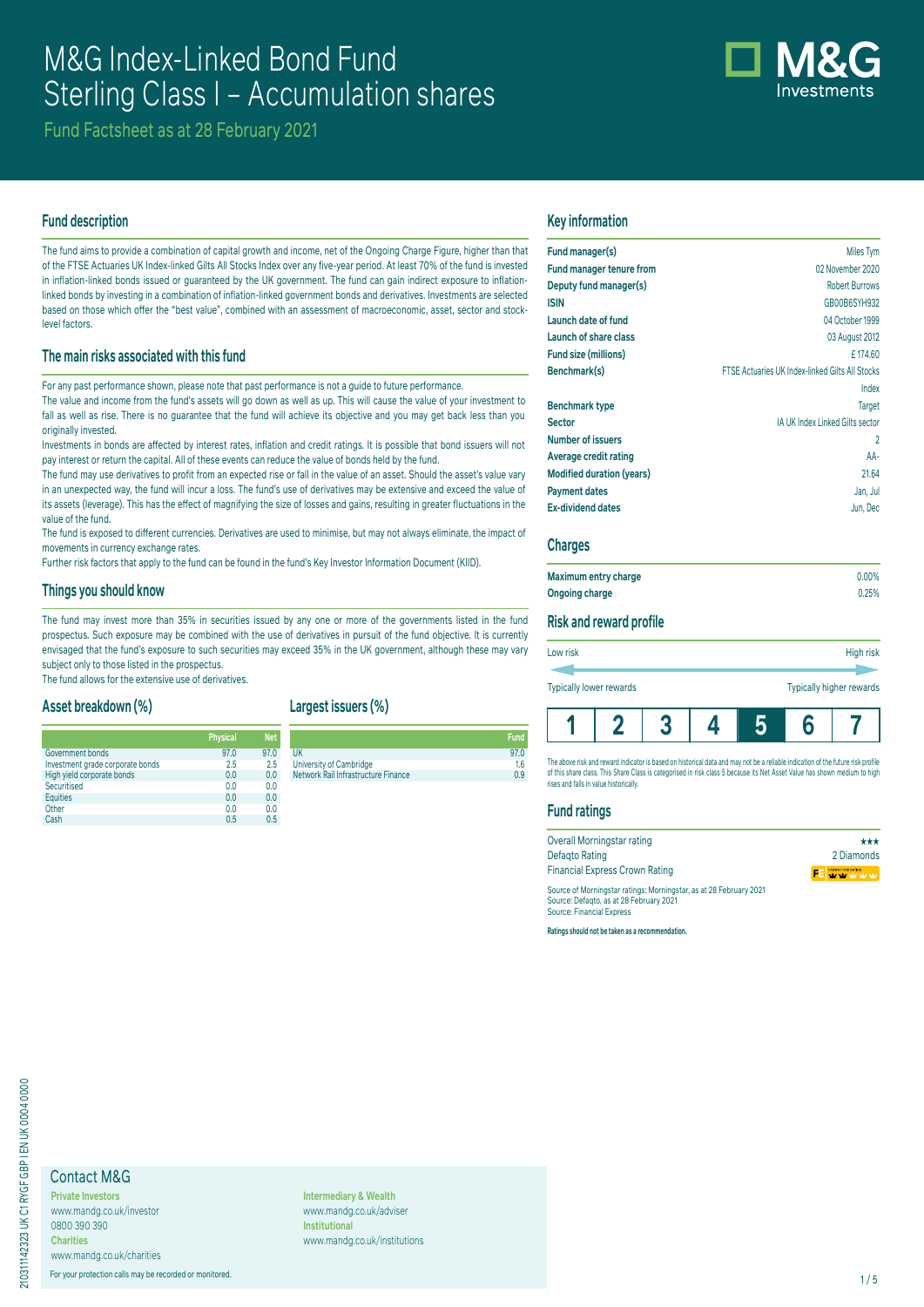# M&G Index-Linked Bond Fund
# Sterling Class I – Accumulation shares

Fund Factsheet as at 28 February 2021

## Fund description

The fund aims to provide a combination of capital growth and income, net of the Ongoing Charge Figure, higher than that of the FTSE Actuaries UK Index-linked Gilts All Stocks Index over any five-year period. At least 70% of the fund is invested in inflation-linked bonds issued or guaranteed by the UK government. The fund can gain indirect exposure to inflation-linked bonds by investing in a combination of inflation-linked government bonds and derivatives. Investments are selected based on those which offer the "best value", combined with an assessment of macroeconomic, asset, sector and stock-level factors.

## The main risks associated with this fund

For any past performance shown, please note that past performance is not a guide to future performance.

The value and income from the fund's assets will go down as well as up. This will cause the value of your investment to fall as well as rise. There is no guarantee that the fund will achieve its objective and you may get back less than you originally invested.

Investments in bonds are affected by interest rates, inflation and credit ratings. It is possible that bond issuers will not pay interest or return the capital. All of these events can reduce the value of bonds held by the fund.

The fund may use derivatives to profit from an expected rise or fall in the value of an asset. Should the asset's value vary in an unexpected way, the fund will incur a loss. The fund's use of derivatives may be extensive and exceed the value of its assets (leverage). This has the effect of magnifying the size of losses and gains, resulting in greater fluctuations in the value of the fund.

The fund is exposed to different currencies. Derivatives are used to minimise, but may not always eliminate, the impact of movements in currency exchange rates.

Further risk factors that apply to the fund can be found in the fund's Key Investor Information Document (KIID).

## Things you should know

The fund may invest more than 35% in securities issued by any one or more of the governments listed in the fund prospectus. Such exposure may be combined with the use of derivatives in pursuit of the fund objective. It is currently envisaged that the fund's exposure to such securities may exceed 35% in the UK government, although these may vary subject only to those listed in the prospectus.

The fund allows for the extensive use of derivatives.

## Asset breakdown (%)

| | Physical | Net |
|---|---|---|
| Government bonds | 97.0 | 97.0 |
| Investment grade corporate bonds | 2.5 | 2.5 |
| High yield corporate bonds | 0.0 | 0.0 |
| Securitised | 0.0 | 0.0 |
| Equities | 0.0 | 0.0 |
| Other | 0.0 | 0.0 |
| Cash | 0.5 | 0.5 |

## Largest issuers (%)

| | Fund |
|---|---|
| UK | 97.0 |
| University of Cambridge | 1.6 |
| Network Rail Infrastructure Finance | 0.9 |

## Key information

| | |
|---|---|
| **Fund manager(s)** | Miles Tym |
| **Fund manager tenure from** | 02 November 2020 |
| **Deputy fund manager(s)** | Robert Burrows |
| **ISIN** | GB00B6SYH932 |
| **Launch date of fund** | 04 October 1999 |
| **Launch of share class** | 03 August 2012 |
| **Fund size (millions)** | £ 174.60 |
| **Benchmark(s)** | FTSE Actuaries UK Index-linked Gilts All Stocks Index |
| **Benchmark type** | Target |
| **Sector** | IA UK Index Linked Gilts sector |
| **Number of issuers** | 2 |
| **Average credit rating** | AA- |
| **Modified duration (years)** | 21.64 |
| **Payment dates** | Jan, Jul |
| **Ex-dividend dates** | Jun, Dec |

## Charges

| | |
|---|---|
| **Maximum entry charge** | 0.00% |
| **Ongoing charge** | 0.25% |

## Risk and reward profile

Low risk — High risk

Typically lower rewards — Typically higher rewards

| 1 | 2 | 3 | 4 | **5** | 6 | 7 |
|---|---|---|---|---|---|---|

The above risk and reward indicator is based on historical data and may not be a reliable indication of the future risk profile of this share class. This Share Class is categorised in risk class 5 because its Net Asset Value has shown medium to high rises and falls in value historically.

## Fund ratings

| | |
|---|---|
| Overall Morningstar rating | ★★★ |
| Defaqto Rating | 2 Diamonds |
| Financial Express Crown Rating | |

Source of Morningstar ratings: Morningstar, as at 28 February 2021
Source: Defaqto, as at 28 February 2021
Source: Financial Express

**Ratings should not be taken as a recommendation.**

## Contact M&G

**Private Investors**
www.mandg.co.uk/investor
0800 390 390

**Charities**
www.mandg.co.uk/charities

**Intermediary & Wealth**
www.mandg.co.uk/adviser

**Institutional**
www.mandg.co.uk/institutions

For your protection calls may be recorded or monitored.

210311142323 UK C1 RYGF GBP I EN UK 0004 0000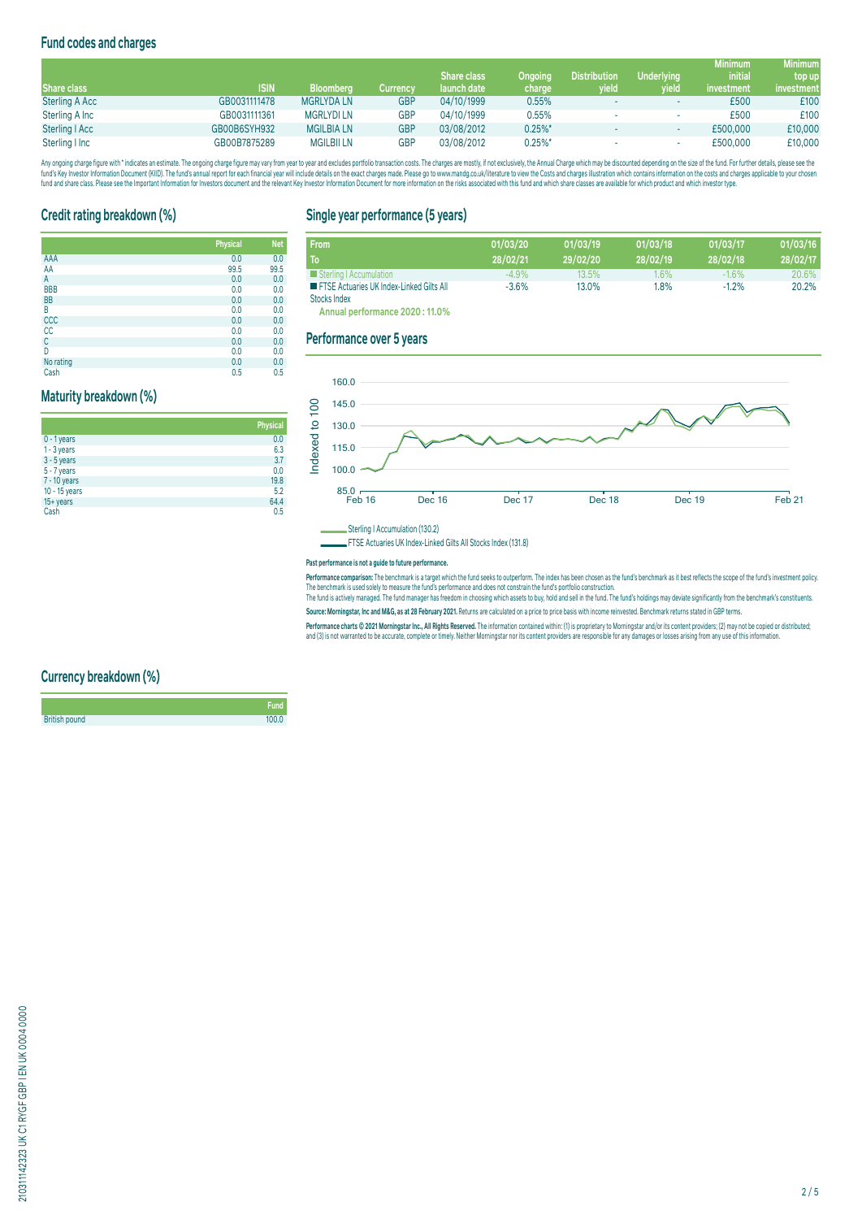## Fund codes and charges

| Share class | ISIN | Bloomberg | Currency | Share class launch date | Ongoing charge | Distribution yield | Underlying yield | Minimum initial investment | Minimum top up investment |
|---|---|---|---|---|---|---|---|---|---|
| Sterling A Acc | GB0031111478 | MGRLYDA LN | GBP | 04/10/1999 | 0.55% | - | - | £500 | £100 |
| Sterling A Inc | GB0031111361 | MGRLYDI LN | GBP | 04/10/1999 | 0.55% | - | - | £500 | £100 |
| Sterling I Acc | GB00B6SYH932 | MGILBIA LN | GBP | 03/08/2012 | 0.25%* | - | - | £500,000 | £10,000 |
| Sterling I Inc | GB00B7875289 | MGILBII LN | GBP | 03/08/2012 | 0.25%* | - | - | £500,000 | £10,000 |

Any ongoing charge figure with * indicates an estimate. The ongoing charge figure may vary from year to year and excludes portfolio transaction costs. The charges are mostly, if not exclusively, the Annual Charge which may be discounted depending on the size of the fund. For further details, please see the fund's Key Investor Information Document (KIID). The fund's annual report for each financial year will include details on the exact charges made. Please go to www.mandg.co.uk/literature to view the Costs and charges illustration which contains information on the costs and charges applicable to your chosen fund and share class. Please see the Important Information for Investors document and the relevant Key Investor Information Document for more information on the risks associated with this fund and which share classes are available for which product and which investor type.

## Credit rating breakdown (%)

| | Physical | Net |
|---|---|---|
| AAA | 0.0 | 0.0 |
| AA | 99.5 | 99.5 |
| A | 0.0 | 0.0 |
| BBB | 0.0 | 0.0 |
| BB | 0.0 | 0.0 |
| B | 0.0 | 0.0 |
| CCC | 0.0 | 0.0 |
| CC | 0.0 | 0.0 |
| C | 0.0 | 0.0 |
| D | 0.0 | 0.0 |
| No rating | 0.0 | 0.0 |
| Cash | 0.5 | 0.5 |

## Maturity breakdown (%)

| | Physical |
|---|---|
| 0 - 1 years | 0.0 |
| 1 - 3 years | 6.3 |
| 3 - 5 years | 3.7 |
| 5 - 7 years | 0.0 |
| 7 - 10 years | 19.8 |
| 10 - 15 years | 5.2 |
| 15+ years | 64.4 |
| Cash | 0.5 |

## Currency breakdown (%)

| | Fund |
|---|---|
| British pound | 100.0 |

## Single year performance (5 years)

| From / To | 01/03/20 28/02/21 | 01/03/19 29/02/20 | 01/03/18 28/02/19 | 01/03/17 28/02/18 | 01/03/16 28/02/17 |
|---|---|---|---|---|---|
| Sterling I Accumulation | -4.9% | 13.5% | 1.6% | -1.6% | 20.6% |
| FTSE Actuaries UK Index-Linked Gilts All Stocks Index | -3.6% | 13.0% | 1.8% | -1.2% | 20.2% |

**Annual performance 2020 : 11.0%**

## Performance over 5 years

Sterling I Accumulation (130.2)

FTSE Actuaries UK Index-Linked Gilts All Stocks Index (131.8)

**Past performance is not a guide to future performance.**

**Performance comparison:** The benchmark is a target which the fund seeks to outperform. The index has been chosen as the fund's benchmark as it best reflects the scope of the fund's investment policy. The benchmark is used solely to measure the fund's performance and does not constrain the fund's portfolio construction.
The fund is actively managed. The fund manager has freedom in choosing which assets to buy, hold and sell in the fund. The fund's holdings may deviate significantly from the benchmark's constituents.

**Source: Morningstar, Inc and M&G, as at 28 February 2021.** Returns are calculated on a price to price basis with income reinvested. Benchmark returns stated in GBP terms.

**Performance charts © 2021 Morningstar Inc., All Rights Reserved.** The information contained within: (1) is proprietary to Morningstar and/or its content providers; (2) may not be copied or distributed; and (3) is not warranted to be accurate, complete or timely. Neither Morningstar nor its content providers are responsible for any damages or losses arising from any use of this information.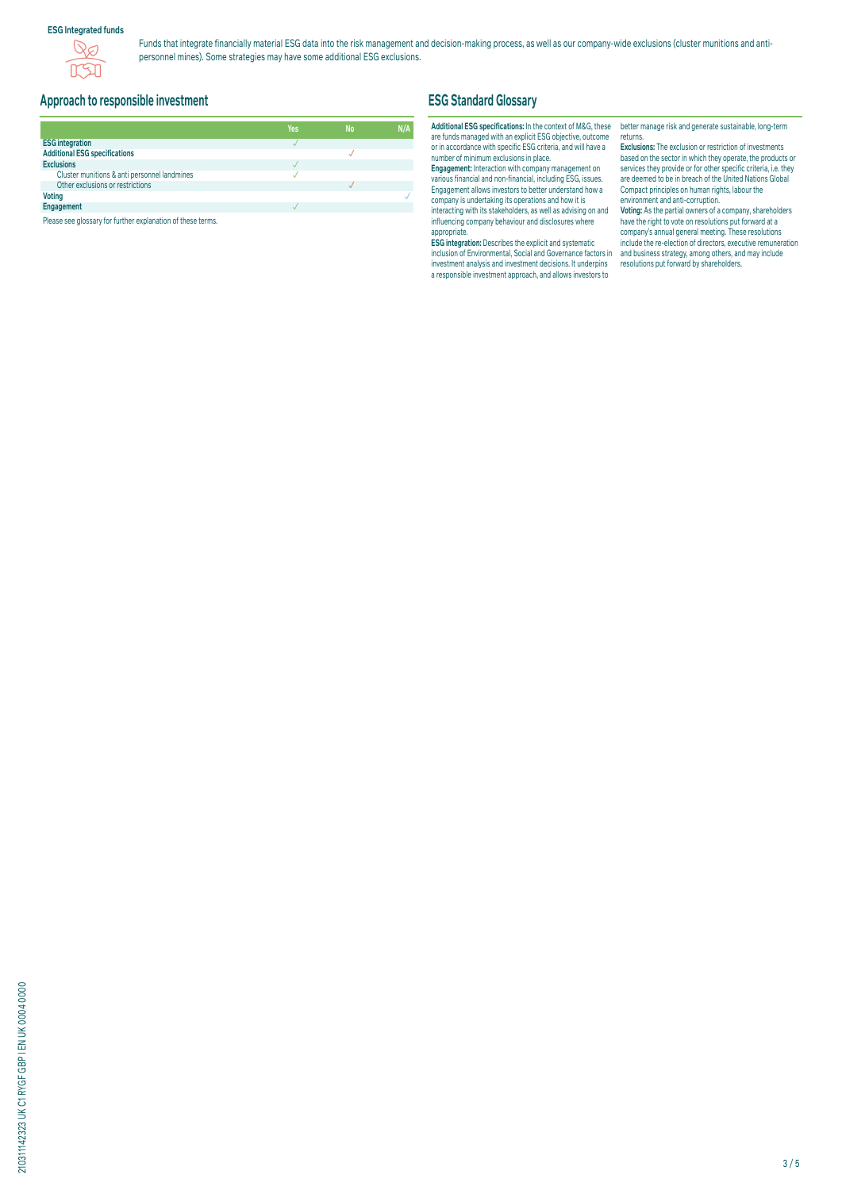**ESG Integrated funds**

Funds that integrate financially material ESG data into the risk management and decision-making process, as well as our company-wide exclusions (cluster munitions and anti-personnel mines). Some strategies may have some additional ESG exclusions.

## Approach to responsible investment

| | Yes | No | N/A |
|---|---|---|---|
| **ESG integration** | ✓ | | |
| **Additional ESG specifications** | | ✓ | |
| **Exclusions** | ✓ | | |
| Cluster munitions & anti personnel landmines | ✓ | | |
| Other exclusions or restrictions | | ✓ | |
| **Voting** | | | ✓ |
| **Engagement** | ✓ | | |

Please see glossary for further explanation of these terms.

## ESG Standard Glossary

**Additional ESG specifications:** In the context of M&G, these are funds managed with an explicit ESG objective, outcome or in accordance with specific ESG criteria, and will have a number of minimum exclusions in place.

**Engagement:** Interaction with company management on various financial and non-financial, including ESG, issues. Engagement allows investors to better understand how a company is undertaking its operations and how it is interacting with its stakeholders, as well as advising on and influencing company behaviour and disclosures where appropriate.

**ESG integration:** Describes the explicit and systematic inclusion of Environmental, Social and Governance factors in investment analysis and investment decisions. It underpins a responsible investment approach, and allows investors to better manage risk and generate sustainable, long-term returns.

**Exclusions:** The exclusion or restriction of investments based on the sector in which they operate, the products or services they provide or for other specific criteria, i.e. they are deemed to be in breach of the United Nations Global Compact principles on human rights, labour the environment and anti-corruption.

**Voting:** As the partial owners of a company, shareholders have the right to vote on resolutions put forward at a company's annual general meeting. These resolutions include the re-election of directors, executive remuneration and business strategy, among others, and may include resolutions put forward by shareholders.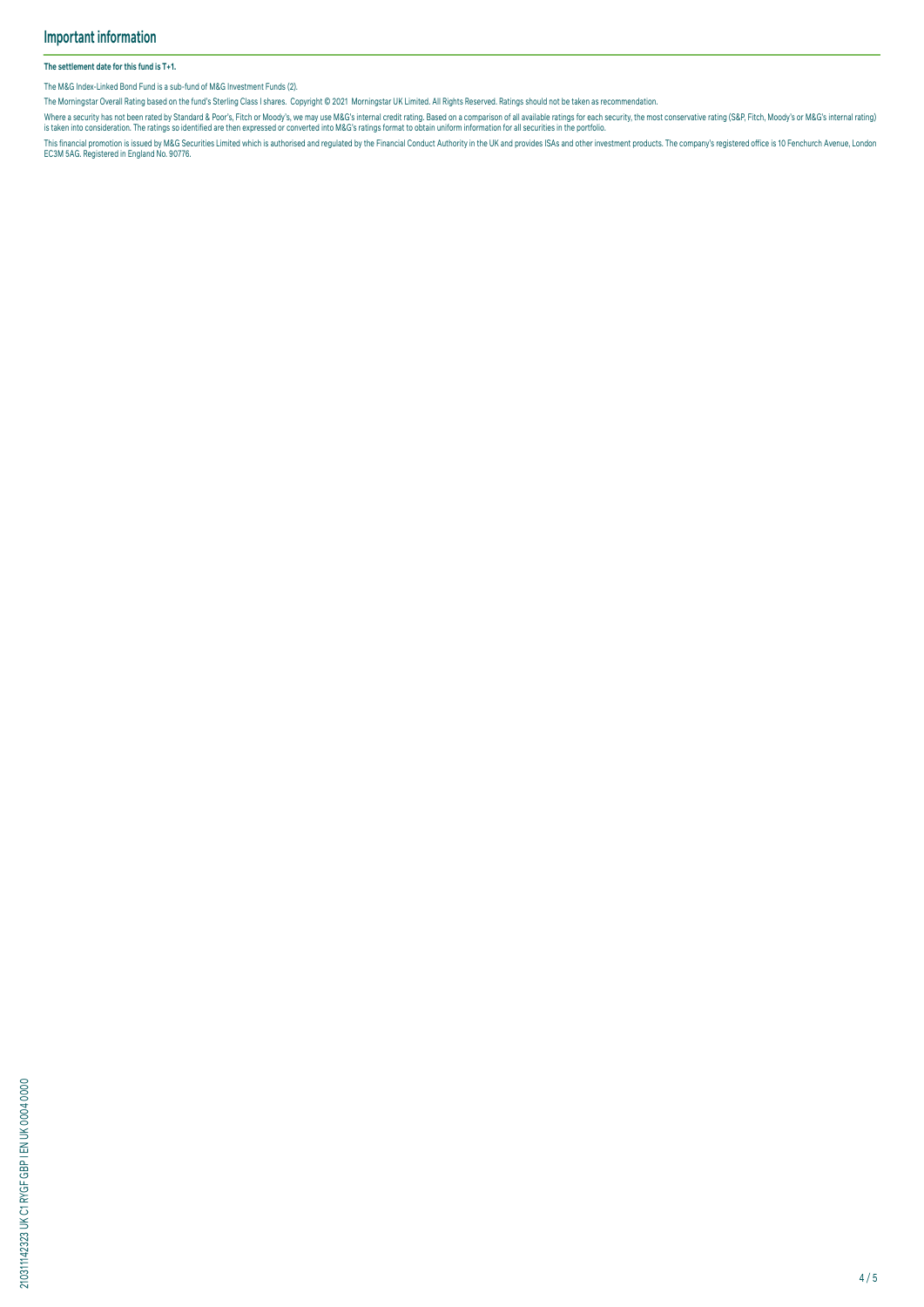## Important information

**The settlement date for this fund is T+1.**

The M&G Index-Linked Bond Fund is a sub-fund of M&G Investment Funds (2).

The Morningstar Overall Rating based on the fund's Sterling Class I shares. Copyright © 2021 Morningstar UK Limited. All Rights Reserved. Ratings should not be taken as recommendation.

Where a security has not been rated by Standard & Poor's, Fitch or Moody's, we may use M&G's internal credit rating. Based on a comparison of all available ratings for each security, the most conservative rating (S&P, Fitch, Moody's or M&G's internal rating) is taken into consideration. The ratings so identified are then expressed or converted into M&G's ratings format to obtain uniform information for all securities in the portfolio.

This financial promotion is issued by M&G Securities Limited which is authorised and regulated by the Financial Conduct Authority in the UK and provides ISAs and other investment products. The company's registered office is 10 Fenchurch Avenue, London EC3M 5AG. Registered in England No. 90776.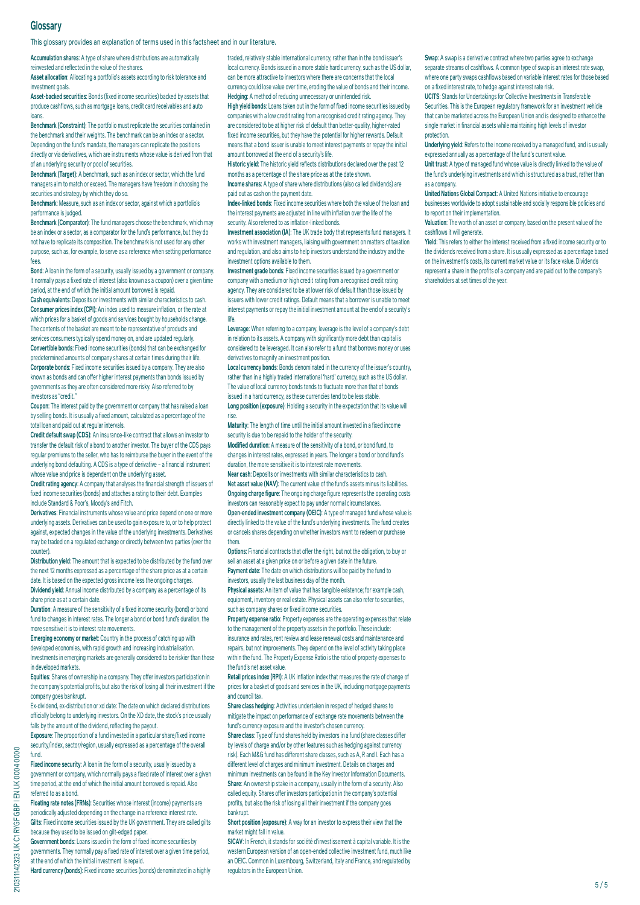## Glossary

This glossary provides an explanation of terms used in this factsheet and in our literature.

**Accumulation shares**: A type of share where distributions are automatically reinvested and reflected in the value of the shares.

**Asset allocation**: Allocating a portfolio's assets according to risk tolerance and investment goals.

**Asset-backed securities**: Bonds (fixed income securities) backed by assets that produce cashflows, such as mortgage loans, credit card receivables and auto loans.

**Benchmark (Constraint)**: The portfolio must replicate the securities contained in the benchmark and their weights. The benchmark can be an index or a sector. Depending on the fund's mandate, the managers can replicate the positions directly or via derivatives, which are instruments whose value is derived from that of an underlying security or pool of securities.

**Benchmark (Target)**: A benchmark, such as an index or sector, which the fund managers aim to match or exceed. The managers have freedom in choosing the securities and strategy by which they do so.

**Benchmark**: Measure, such as an index or sector, against which a portfolio's performance is judged.

**Benchmark (Comparator)**: The fund managers choose the benchmark, which may be an index or a sector, as a comparator for the fund's performance, but they do not have to replicate its composition. The benchmark is not used for any other purpose, such as, for example, to serve as a reference when setting performance fees.

**Bond**: A loan in the form of a security, usually issued by a government or company. It normally pays a fixed rate of interest (also known as a coupon) over a given time period, at the end of which the initial amount borrowed is repaid.

**Cash equivalents**: Deposits or investments with similar characteristics to cash.

**Consumer prices index (CPI)**: An index used to measure inflation, or the rate at which prices for a basket of goods and services bought by households change. The contents of the basket are meant to be representative of products and services consumers typically spend money on, and are updated regularly.

**Convertible bonds**: Fixed income securities (bonds) that can be exchanged for predetermined amounts of company shares at certain times during their life.

**Corporate bonds**: Fixed income securities issued by a company. They are also known as bonds and can offer higher interest payments than bonds issued by governments as they are often considered more risky. Also referred to by investors as "credit."

**Coupon**: The interest paid by the government or company that has raised a loan by selling bonds. It is usually a fixed amount, calculated as a percentage of the total loan and paid out at regular intervals.

**Credit default swap (CDS)**: An insurance-like contract that allows an investor to transfer the default risk of a bond to another investor. The buyer of the CDS pays regular premiums to the seller, who has to reimburse the buyer in the event of the underlying bond defaulting. A CDS is a type of derivative – a financial instrument whose value and price is dependent on the underlying asset.

**Credit rating agency**: A company that analyses the financial strength of issuers of fixed income securities (bonds) and attaches a rating to their debt. Examples include Standard & Poor's, Moody's and Fitch.

**Derivatives**: Financial instruments whose value and price depend on one or more underlying assets. Derivatives can be used to gain exposure to, or to help protect against, expected changes in the value of the underlying investments. Derivatives may be traded on a regulated exchange or directly between two parties (over the counter).

**Distribution yield**: The amount that is expected to be distributed by the fund over the next 12 months expressed as a percentage of the share price as at a certain date. It is based on the expected gross income less the ongoing charges.

**Dividend yield**: Annual income distributed by a company as a percentage of its share price as at a certain date.

**Duration**: A measure of the sensitivity of a fixed income security (bond) or bond fund to changes in interest rates. The longer a bond or bond fund's duration, the more sensitive it is to interest rate movements.

**Emerging economy or market**: Country in the process of catching up with developed economies, with rapid growth and increasing industrialisation. Investments in emerging markets are generally considered to be riskier than those in developed markets.

**Equities**: Shares of ownership in a company. They offer investors participation in the company's potential profits, but also the risk of losing all their investment if the company goes bankrupt.

Ex-dividend, ex-distribution or xd date: The date on which declared distributions officially belong to underlying investors. On the XD date, the stock's price usually falls by the amount of the dividend, reflecting the payout.

**Exposure**: The proportion of a fund invested in a particular share/fixed income security/index, sector/region, usually expressed as a percentage of the overall fund.

**Fixed income security**: A loan in the form of a security, usually issued by a government or company, which normally pays a fixed rate of interest over a given time period, at the end of which the initial amount borrowed is repaid. Also referred to as a bond.

**Floating rate notes (FRNs)**: Securities whose interest (income) payments are periodically adjusted depending on the change in a reference interest rate.

**Gilts**: Fixed income securities issued by the UK government. They are called gilts because they used to be issued on gilt-edged paper.

**Government bonds**: Loans issued in the form of fixed income securities by governments. They normally pay a fixed rate of interest over a given time period, at the end of which the initial investment is repaid.

**Hard currency (bonds)**: Fixed income securities (bonds) denominated in a highly traded, relatively stable international currency, rather than in the bond issuer's local currency. Bonds issued in a more stable hard currency, such as the US dollar, can be more attractive to investors where there are concerns that the local currency could lose value over time, eroding the value of bonds and their income.

**Hedging**: A method of reducing unnecessary or unintended risk.

**High yield bonds**: Loans taken out in the form of fixed income securities issued by companies with a low credit rating from a recognised credit rating agency. They are considered to be at higher risk of default than better-quality, higher-rated fixed income securities, but they have the potential for higher rewards. Default means that a bond issuer is unable to meet interest payments or repay the initial amount borrowed at the end of a security's life.

**Historic yield**: The historic yield reflects distributions declared over the past 12 months as a percentage of the share price as at the date shown.

**Income shares**: A type of share where distributions (also called dividends) are paid out as cash on the payment date.

**Index-linked bonds**: Fixed income securities where both the value of the loan and the interest payments are adjusted in line with inflation over the life of the security. Also referred to as inflation-linked bonds.

**Investment association (IA)**: The UK trade body that represents fund managers. It works with investment managers, liaising with government on matters of taxation and regulation, and also aims to help investors understand the industry and the investment options available to them.

**Investment grade bonds**: Fixed income securities issued by a government or company with a medium or high credit rating from a recognised credit rating agency. They are considered to be at lower risk of default than those issued by issuers with lower credit ratings. Default means that a borrower is unable to meet interest payments or repay the initial investment amount at the end of a security's life.

**Leverage**: When referring to a company, leverage is the level of a company's debt in relation to its assets. A company with significantly more debt than capital is considered to be leveraged. It can also refer to a fund that borrows money or uses derivatives to magnify an investment position.

**Local currency bonds**: Bonds denominated in the currency of the issuer's country, rather than in a highly traded international 'hard' currency, such as the US dollar. The value of local currency bonds tends to fluctuate more than that of bonds issued in a hard currency, as these currencies tend to be less stable.

**Long position (exposure)**: Holding a security in the expectation that its value will rise.

**Maturity**: The length of time until the initial amount invested in a fixed income security is due to be repaid to the holder of the security.

**Modified duration**: A measure of the sensitivity of a bond, or bond fund, to changes in interest rates, expressed in years. The longer a bond or bond fund's duration, the more sensitive it is to interest rate movements.

**Near cash**: Deposits or investments with similar characteristics to cash.

**Net asset value (NAV)**: The current value of the fund's assets minus its liabilities.

**Ongoing charge figure**: The ongoing charge figure represents the operating costs investors can reasonably expect to pay under normal circumstances.

**Open-ended investment company (OEIC)**: A type of managed fund whose value is directly linked to the value of the fund's underlying investments. The fund creates or cancels shares depending on whether investors want to redeem or purchase them.

**Options**: Financial contracts that offer the right, but not the obligation, to buy or sell an asset at a given price on or before a given date in the future.

**Payment date**: The date on which distributions will be paid by the fund to investors, usually the last business day of the month.

**Physical assets**: An item of value that has tangible existence; for example cash, equipment, inventory or real estate. Physical assets can also refer to securities, such as company shares or fixed income securities.

**Property expense ratio**: Property expenses are the operating expenses that relate to the management of the property assets in the portfolio. These include: insurance and rates, rent review and lease renewal costs and maintenance and repairs, but not improvements. They depend on the level of activity taking place within the fund. The Property Expense Ratio is the ratio of property expenses to the fund's net asset value.

**Retail prices index (RPI)**: A UK inflation index that measures the rate of change of prices for a basket of goods and services in the UK, including mortgage payments and council tax.

**Share class hedging**: Activities undertaken in respect of hedged shares to mitigate the impact on performance of exchange rate movements between the fund's currency exposure and the investor's chosen currency.

**Share class**: Type of fund shares held by investors in a fund (share classes differ by levels of charge and/or by other features such as hedging against currency risk). Each M&G fund has different share classes, such as A, R and I. Each has a different level of charges and minimum investment. Details on charges and minimum investments can be found in the Key Investor Information Documents.

**Share**: An ownership stake in a company, usually in the form of a security. Also called equity. Shares offer investors participation in the company's potential profits, but also the risk of losing all their investment if the company goes bankrupt.

**Short position (exposure)**: A way for an investor to express their view that the market might fall in value.

**SICAV**: In French, it stands for société d'investissement à capital variable. It is the western European version of an open-ended collective investment fund, much like an OEIC. Common in Luxembourg, Switzerland, Italy and France, and regulated by regulators in the European Union.

**Swap**: A swap is a derivative contract where two parties agree to exchange separate streams of cashflows. A common type of swap is an interest rate swap, where one party swaps cashflows based on variable interest rates for those based on a fixed interest rate, to hedge against interest rate risk.

**UCITS**: Stands for Undertakings for Collective Investments in Transferable Securities. This is the European regulatory framework for an investment vehicle that can be marketed across the European Union and is designed to enhance the single market in financial assets while maintaining high levels of investor protection.

**Underlying yield**: Refers to the income received by a managed fund, and is usually expressed annually as a percentage of the fund's current value.

**Unit trust**: A type of managed fund whose value is directly linked to the value of the fund's underlying investments and which is structured as a trust, rather than as a company.

**United Nations Global Compact**: A United Nations initiative to encourage businesses worldwide to adopt sustainable and socially responsible policies and to report on their implementation.

**Valuation**: The worth of an asset or company, based on the present value of the cashflows it will generate.

**Yield**: This refers to either the interest received from a fixed income security or to the dividends received from a share. It is usually expressed as a percentage based on the investment's costs, its current market value or its face value. Dividends represent a share in the profits of a company and are paid out to the company's shareholders at set times of the year.

210311142323 UK C1 RVGF GBP I EN UK 0004 0000